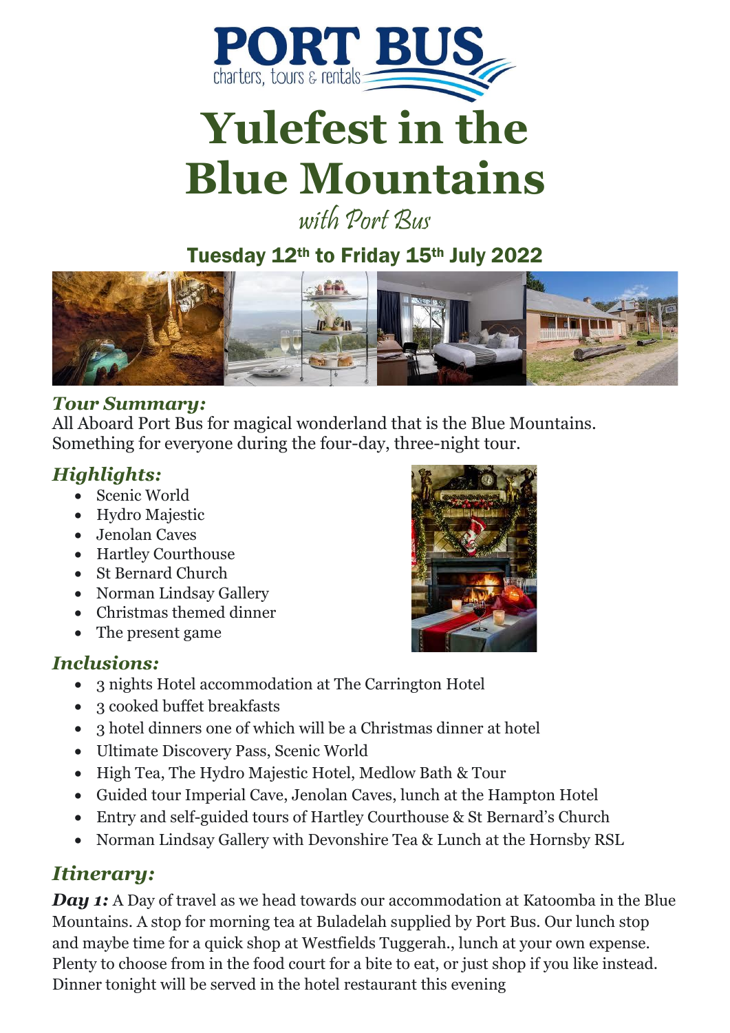PORT BUS

charters, tours & rentals

# Yulefest in the Blue Mountains

*with Port Bus*

## Tuesday 12th to Friday 15th July 2022

### *Tour Summary:*

All Aboard Port Bus for magical wonderland that is the Blue Mountains. Something for everyone during the four-day, three-night tour.

### *Highlights:*

- Scenic World
- Hydro Majestic
- Jenolan Caves
- Hartley Courthouse
- St Bernard Church
- Norman Lindsay Gallery
- Christmas themed dinner
- The present game

### *Inclusions:*

- 3 nights Hotel accommodation at The Carrington Hotel
- 3 cooked buffet breakfasts
- 3 hotel dinners one of which will be a Christmas dinner at hotel
- Ultimate Discovery Pass, Scenic World
- High Tea, The Hydro Majestic Hotel, Medlow Bath & Tour
- Guided tour Imperial Cave, Jenolan Caves, lunch at the Hampton Hotel
- Entry and self-guided tours of Hartley Courthouse & St Bernard's Church
- Norman Lindsay Gallery with Devonshire Tea & Lunch at the Hornsby RSL

### *Itinerary:*

***Day 1:*** A Day of travel as we head towards our accommodation at Katoomba in the Blue Mountains. A stop for morning tea at Buladelah supplied by Port Bus. Our lunch stop and maybe time for a quick shop at Westfields Tuggerah., lunch at your own expense. Plenty to choose from in the food court for a bite to eat, or just shop if you like instead. Dinner tonight will be served in the hotel restaurant this evening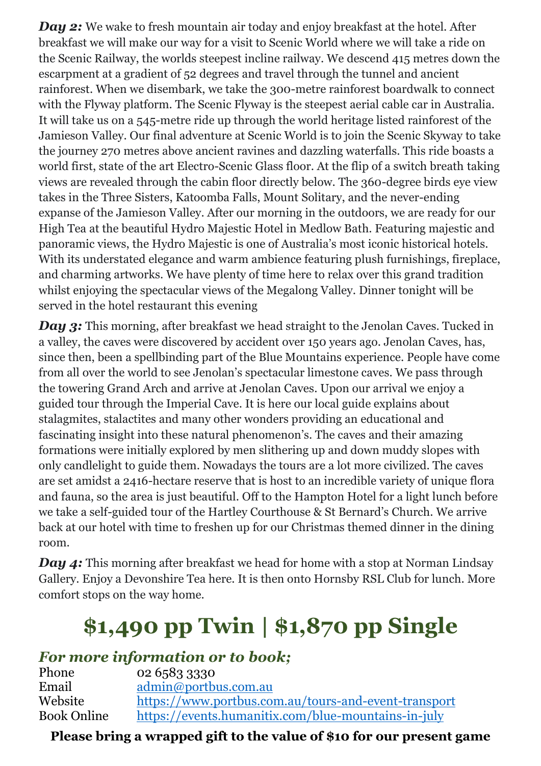***Day 2:*** We wake to fresh mountain air today and enjoy breakfast at the hotel. After breakfast we will make our way for a visit to Scenic World where we will take a ride on the Scenic Railway, the worlds steepest incline railway. We descend 415 metres down the escarpment at a gradient of 52 degrees and travel through the tunnel and ancient rainforest. When we disembark, we take the 300-metre rainforest boardwalk to connect with the Flyway platform. The Scenic Flyway is the steepest aerial cable car in Australia. It will take us on a 545-metre ride up through the world heritage listed rainforest of the Jamieson Valley. Our final adventure at Scenic World is to join the Scenic Skyway to take the journey 270 metres above ancient ravines and dazzling waterfalls. This ride boasts a world first, state of the art Electro-Scenic Glass floor. At the flip of a switch breath taking views are revealed through the cabin floor directly below. The 360-degree birds eye view takes in the Three Sisters, Katoomba Falls, Mount Solitary, and the never-ending expanse of the Jamieson Valley. After our morning in the outdoors, we are ready for our High Tea at the beautiful Hydro Majestic Hotel in Medlow Bath. Featuring majestic and panoramic views, the Hydro Majestic is one of Australia's most iconic historical hotels. With its understated elegance and warm ambience featuring plush furnishings, fireplace, and charming artworks. We have plenty of time here to relax over this grand tradition whilst enjoying the spectacular views of the Megalong Valley. Dinner tonight will be served in the hotel restaurant this evening

***Day 3:*** This morning, after breakfast we head straight to the Jenolan Caves. Tucked in a valley, the caves were discovered by accident over 150 years ago. Jenolan Caves, has, since then, been a spellbinding part of the Blue Mountains experience. People have come from all over the world to see Jenolan's spectacular limestone caves. We pass through the towering Grand Arch and arrive at Jenolan Caves. Upon our arrival we enjoy a guided tour through the Imperial Cave. It is here our local guide explains about stalagmites, stalactites and many other wonders providing an educational and fascinating insight into these natural phenomenon's. The caves and their amazing formations were initially explored by men slithering up and down muddy slopes with only candlelight to guide them. Nowadays the tours are a lot more civilized. The caves are set amidst a 2416-hectare reserve that is host to an incredible variety of unique flora and fauna, so the area is just beautiful. Off to the Hampton Hotel for a light lunch before we take a self-guided tour of the Hartley Courthouse & St Bernard's Church. We arrive back at our hotel with time to freshen up for our Christmas themed dinner in the dining room.

***Day 4:*** This morning after breakfast we head for home with a stop at Norman Lindsay Gallery. Enjoy a Devonshire Tea here. It is then onto Hornsby RSL Club for lunch. More comfort stops on the way home.

# $1,490 pp Twin | $1,870 pp Single

### *For more information or to book;*

| | |
|---|---|
| Phone | 02 6583 3330 |
| Email | admin@portbus.com.au |
| Website | https://www.portbus.com.au/tours-and-event-transport |
| Book Online | https://events.humanitix.com/blue-mountains-in-july |

**Please bring a wrapped gift to the value of $10 for our present game**